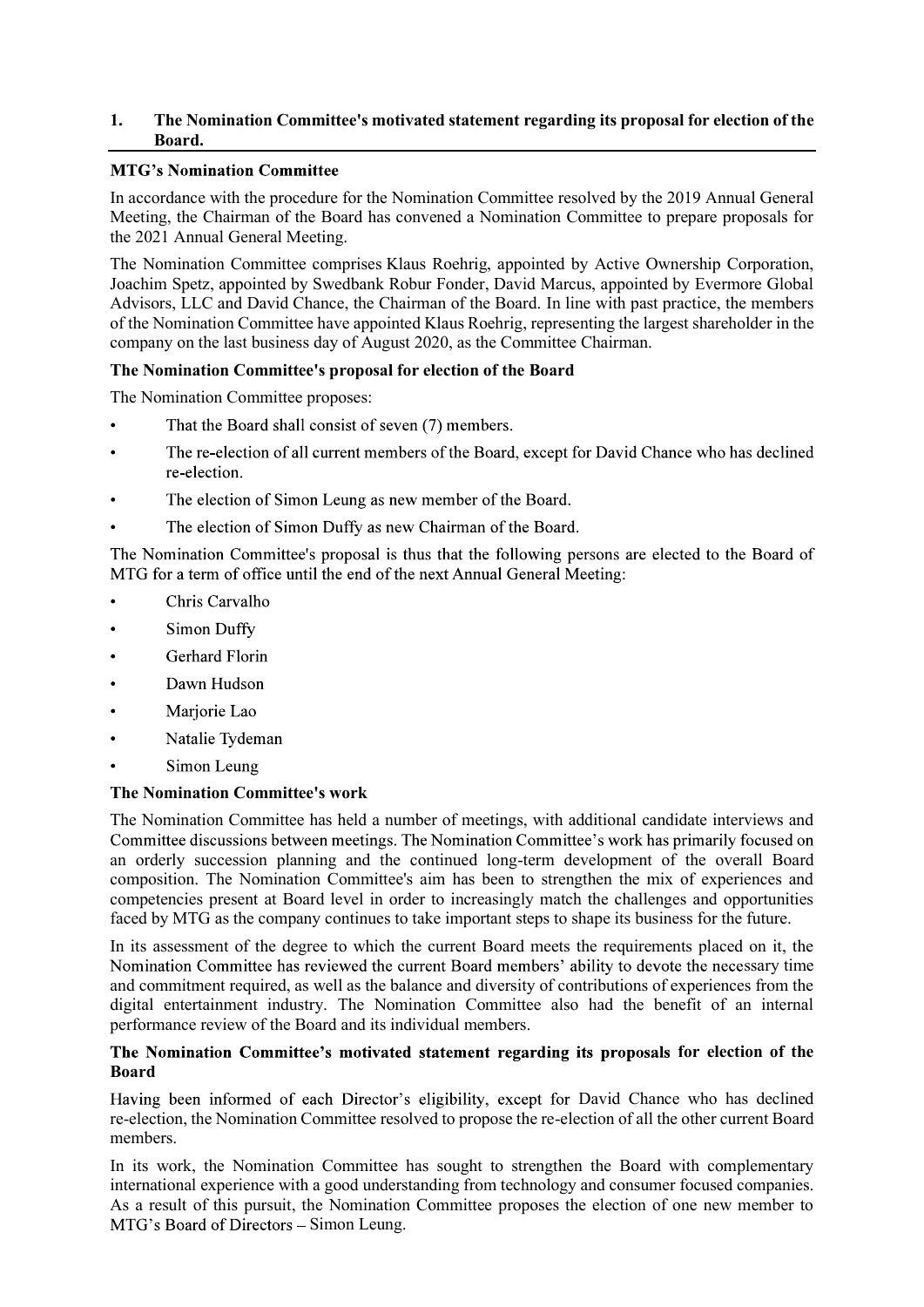## 1. The Nomination Committee's motivated statement regarding its proposal for election of the Board.

### MTG's Nomination Committee

In accordance with the procedure for the Nomination Committee resolved by the 2019 Annual General Meeting, the Chairman of the Board has convened a Nomination Committee to prepare proposals for the 2021 Annual General Meeting.

The Nomination Committee comprises Klaus Roehrig, appointed by Active Ownership Corporation, Joachim Spetz, appointed by Swedbank Robur Fonder, David Marcus, appointed by Evermore Global Advisors, LLC and David Chance, the Chairman of the Board. In line with past practice, the members of the Nomination Committee have appointed Klaus Roehrig, representing the largest shareholder in the company on the last business day of August 2020, as the Committee Chairman.

### The Nomination Committee's proposal for election of the Board

The Nomination Committee proposes:

- That the Board shall consist of seven (7) members.
- The re-election of all current members of the Board, except for David Chance who has declined re-election.
- The election of Simon Leung as new member of the Board.
- The election of Simon Duffy as new Chairman of the Board.

The Nomination Committee's proposal is thus that the following persons are elected to the Board of MTG for a term of office until the end of the next Annual General Meeting:

- Chris Carvalho
- Simon Duffy
- Gerhard Florin
- Dawn Hudson
- Marjorie Lao
- Natalie Tydeman
- Simon Leung

### The Nomination Committee's work

The Nomination Committee has held a number of meetings, with additional candidate interviews and Committee discussions between meetings. The Nomination Committee's work has primarily focused on an orderly succession planning and the continued long-term development of the overall Board composition. The Nomination Committee's aim has been to strengthen the mix of experiences and competencies present at Board level in order to increasingly match the challenges and opportunities faced by MTG as the company continues to take important steps to shape its business for the future.

In its assessment of the degree to which the current Board meets the requirements placed on it, the Nomination Committee has reviewed the current Board members' ability to devote the necessary time and commitment required, as well as the balance and diversity of contributions of experiences from the digital entertainment industry. The Nomination Committee also had the benefit of an internal performance review of the Board and its individual members.

### The Nomination Committee's motivated statement regarding its proposals for election of the Board

Having been informed of each Director's eligibility, except for David Chance who has declined re-election, the Nomination Committee resolved to propose the re-election of all the other current Board members.

In its work, the Nomination Committee has sought to strengthen the Board with complementary international experience with a good understanding from technology and consumer focused companies. As a result of this pursuit, the Nomination Committee proposes the election of one new member to MTG's Board of Directors – Simon Leung.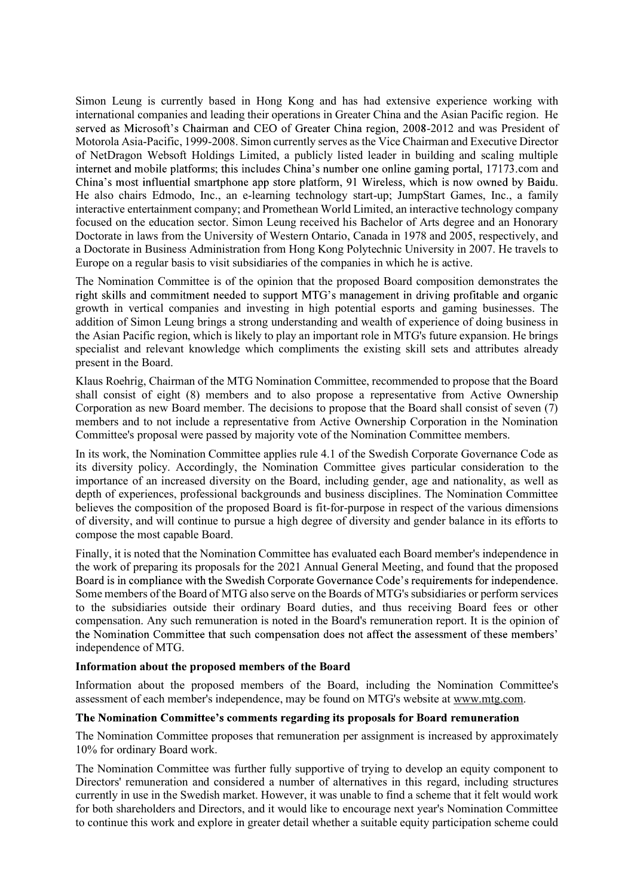Simon Leung is currently based in Hong Kong and has had extensive experience working with international companies and leading their operations in Greater China and the Asian Pacific region. He served as Microsoft's Chairman and CEO of Greater China region, 2008-2012 and was President of Motorola Asia-Pacific, 1999-2008. Simon currently serves as the Vice Chairman and Executive Director of NetDragon Websoft Holdings Limited, a publicly listed leader in building and scaling multiple internet and mobile platforms; this includes China's number one online gaming portal, 17173.com and China's most influential smartphone app store platform, 91 Wireless, which is now owned by Baidu. He also chairs Edmodo, Inc., an e-learning technology start-up; JumpStart Games, Inc., a family interactive entertainment company; and Promethean World Limited, an interactive technology company focused on the education sector. Simon Leung received his Bachelor of Arts degree and an Honorary Doctorate in laws from the University of Western Ontario, Canada in 1978 and 2005, respectively, and a Doctorate in Business Administration from Hong Kong Polytechnic University in 2007. He travels to Europe on a regular basis to visit subsidiaries of the companies in which he is active.

The Nomination Committee is of the opinion that the proposed Board composition demonstrates the right skills and commitment needed to support MTG's management in driving profitable and organic growth in vertical companies and investing in high potential esports and gaming businesses. The addition of Simon Leung brings a strong understanding and wealth of experience of doing business in the Asian Pacific region, which is likely to play an important role in MTG's future expansion. He brings specialist and relevant knowledge which compliments the existing skill sets and attributes already present in the Board.

Klaus Roehrig, Chairman of the MTG Nomination Committee, recommended to propose that the Board shall consist of eight (8) members and to also propose a representative from Active Ownership Corporation as new Board member. The decisions to propose that the Board shall consist of seven (7) members and to not include a representative from Active Ownership Corporation in the Nomination Committee's proposal were passed by majority vote of the Nomination Committee members.

In its work, the Nomination Committee applies rule 4.1 of the Swedish Corporate Governance Code as its diversity policy. Accordingly, the Nomination Committee gives particular consideration to the importance of an increased diversity on the Board, including gender, age and nationality, as well as depth of experiences, professional backgrounds and business disciplines. The Nomination Committee believes the composition of the proposed Board is fit-for-purpose in respect of the various dimensions of diversity, and will continue to pursue a high degree of diversity and gender balance in its efforts to compose the most capable Board.

Finally, it is noted that the Nomination Committee has evaluated each Board member's independence in the work of preparing its proposals for the 2021 Annual General Meeting, and found that the proposed Board is in compliance with the Swedish Corporate Governance Code's requirements for independence. Some members of the Board of MTG also serve on the Boards of MTG's subsidiaries or perform services to the subsidiaries outside their ordinary Board duties, and thus receiving Board fees or other compensation. Any such remuneration is noted in the Board's remuneration report. It is the opinion of the Nomination Committee that such compensation does not affect the assessment of these members' independence of MTG.

**Information about the proposed members of the Board**

Information about the proposed members of the Board, including the Nomination Committee's assessment of each member's independence, may be found on MTG's website at www.mtg.com.

**The Nomination Committee's comments regarding its proposals for Board remuneration**

The Nomination Committee proposes that remuneration per assignment is increased by approximately 10% for ordinary Board work.

The Nomination Committee was further fully supportive of trying to develop an equity component to Directors' remuneration and considered a number of alternatives in this regard, including structures currently in use in the Swedish market. However, it was unable to find a scheme that it felt would work for both shareholders and Directors, and it would like to encourage next year's Nomination Committee to continue this work and explore in greater detail whether a suitable equity participation scheme could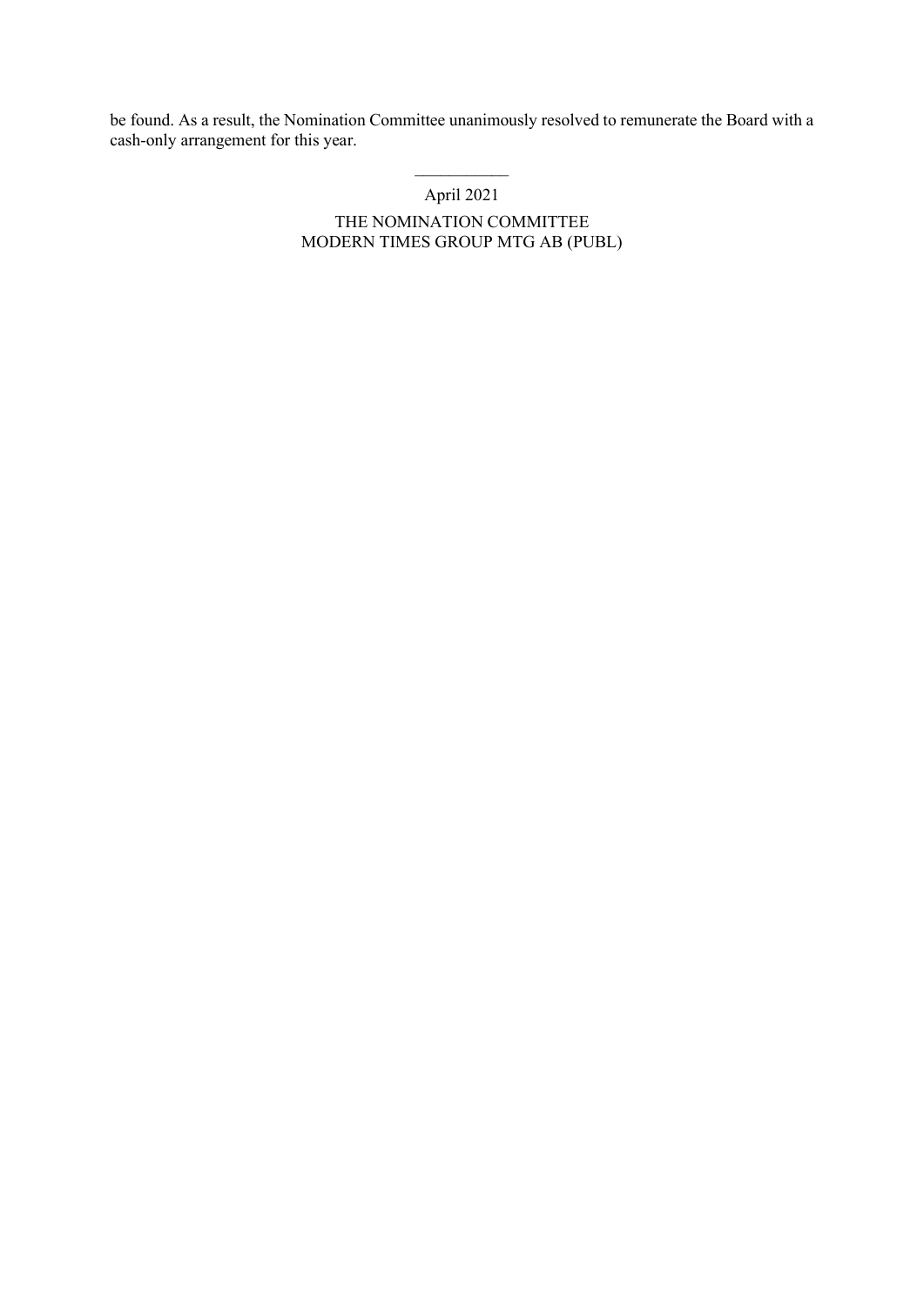be found. As a result, the Nomination Committee unanimously resolved to remunerate the Board with a cash-only arrangement for this year.

\_\_\_\_\_\_\_\_\_\_\_

April 2021

THE NOMINATION COMMITTEE
MODERN TIMES GROUP MTG AB (PUBL)